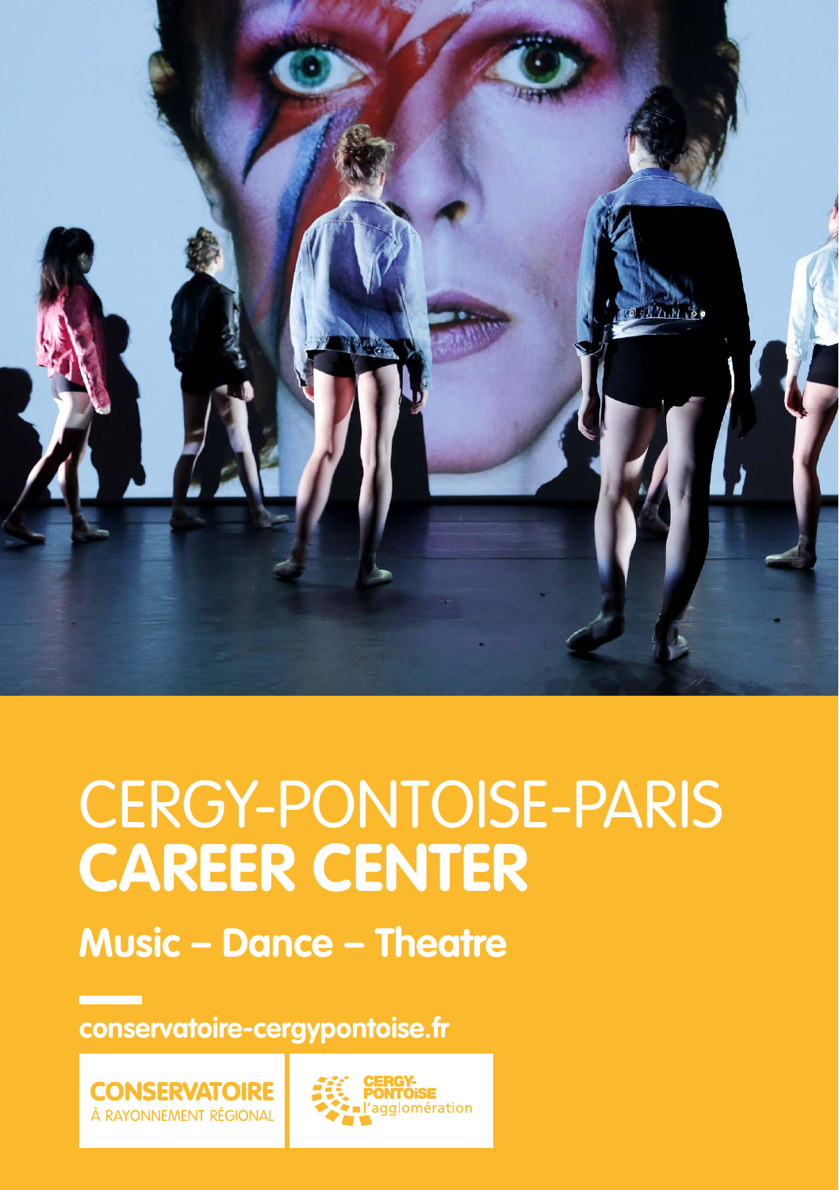# CERGY-PONTOISE-PARIS
# **CAREER CENTER**

## **Music – Dance – Theatre**

**conservatoire-cergypontoise.fr**

CONSERVATOIRE
À RAYONNEMENT RÉGIONAL

CERGY-PONTOISE
l'agglomération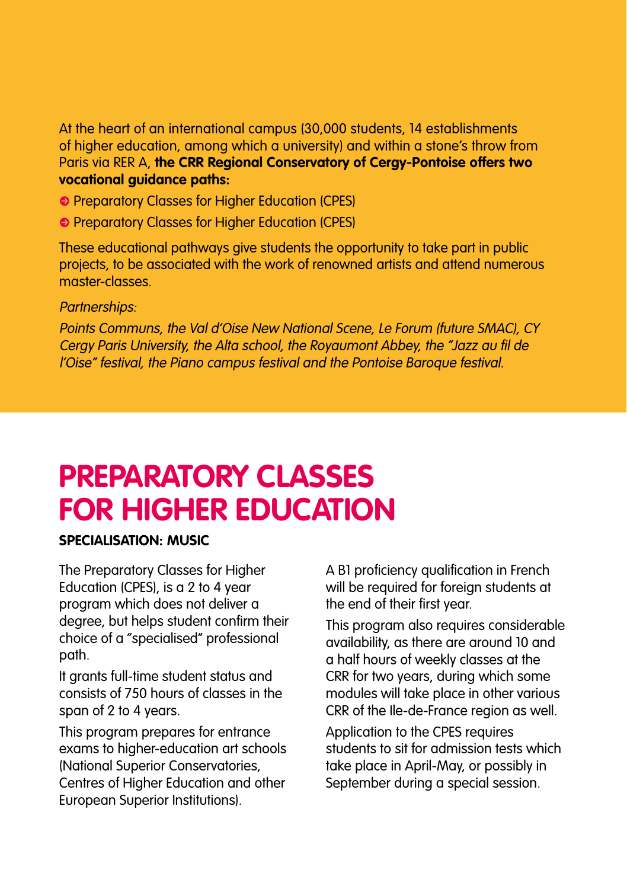At the heart of an international campus (30,000 students, 14 establishments of higher education, among which a university) and within a stone's throw from Paris via RER A, **the CRR Regional Conservatory of Cergy-Pontoise offers two vocational guidance paths:**

- Preparatory Classes for Higher Education (CPES)
- Preparatory Classes for Higher Education (CPES)

These educational pathways give students the opportunity to take part in public projects, to be associated with the work of renowned artists and attend numerous master-classes.

*Partnerships:*

*Points Communs, the Val d'Oise New National Scene, Le Forum (future SMAC), CY Cergy Paris University, the Alta school, the Royaumont Abbey, the "Jazz au fil de l'Oise" festival, the Piano campus festival and the Pontoise Baroque festival.*

# PREPARATORY CLASSES FOR HIGHER EDUCATION

**SPECIALISATION: MUSIC**

The Preparatory Classes for Higher Education (CPES), is a 2 to 4 year program which does not deliver a degree, but helps student confirm their choice of a "specialised" professional path.

It grants full-time student status and consists of 750 hours of classes in the span of 2 to 4 years.

This program prepares for entrance exams to higher-education art schools (National Superior Conservatories, Centres of Higher Education and other European Superior Institutions).

A B1 proficiency qualification in French will be required for foreign students at the end of their first year.

This program also requires considerable availability, as there are around 10 and a half hours of weekly classes at the CRR for two years, during which some modules will take place in other various CRR of the Ile-de-France region as well.

Application to the CPES requires students to sit for admission tests which take place in April-May, or possibly in September during a special session.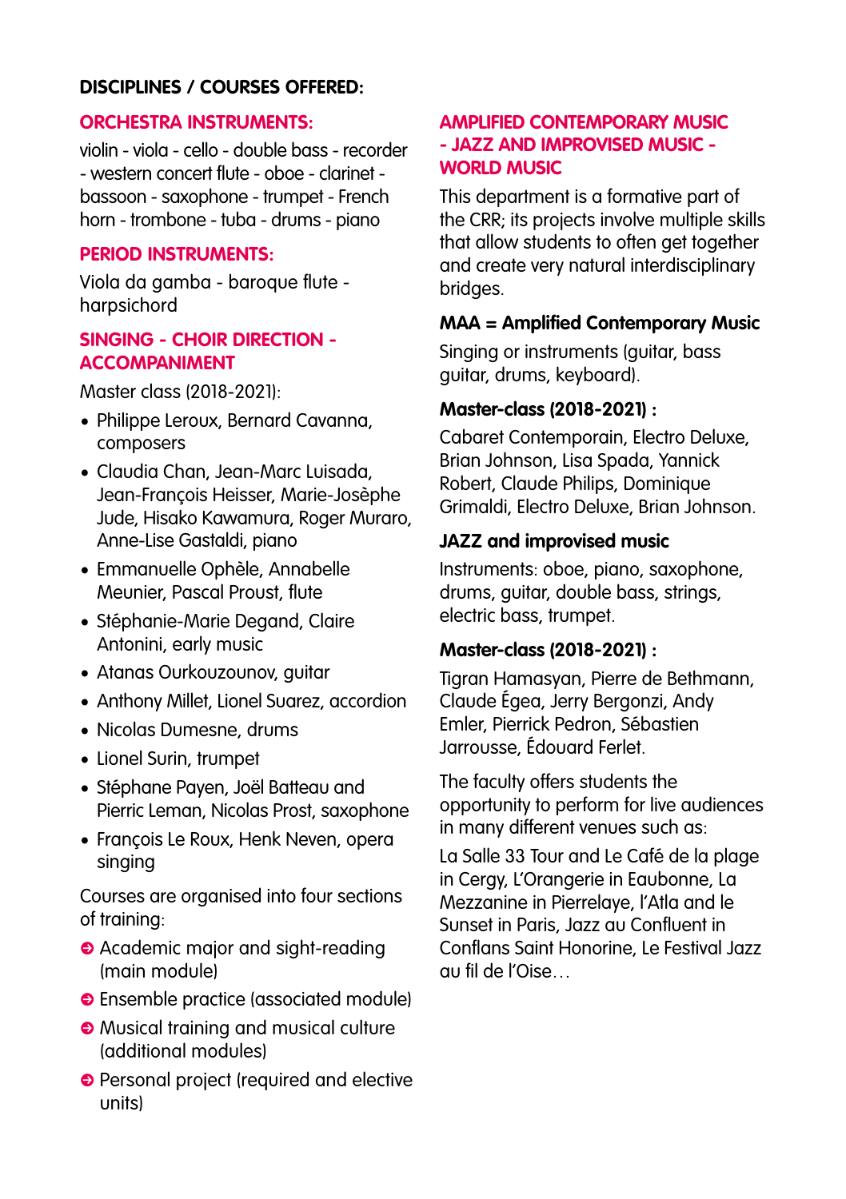**DISCIPLINES / COURSES OFFERED:**

## ORCHESTRA INSTRUMENTS:

violin - viola - cello - double bass - recorder - western concert flute - oboe - clarinet - bassoon - saxophone - trumpet - French horn - trombone - tuba - drums - piano

## PERIOD INSTRUMENTS:

Viola da gamba - baroque flute - harpsichord

## SINGING - CHOIR DIRECTION - ACCOMPANIMENT

Master class (2018-2021):

- Philippe Leroux, Bernard Cavanna, composers
- Claudia Chan, Jean-Marc Luisada, Jean-François Heisser, Marie-Josèphe Jude, Hisako Kawamura, Roger Muraro, Anne-Lise Gastaldi, piano
- Emmanuelle Ophèle, Annabelle Meunier, Pascal Proust, flute
- Stéphanie-Marie Degand, Claire Antonini, early music
- Atanas Ourkouzounov, guitar
- Anthony Millet, Lionel Suarez, accordion
- Nicolas Dumesne, drums
- Lionel Surin, trumpet
- Stéphane Payen, Joël Batteau and Pierric Leman, Nicolas Prost, saxophone
- François Le Roux, Henk Neven, opera singing

Courses are organised into four sections of training:

- Academic major and sight-reading (main module)
- Ensemble practice (associated module)
- Musical training and musical culture (additional modules)
- Personal project (required and elective units)

## AMPLIFIED CONTEMPORARY MUSIC - JAZZ AND IMPROVISED MUSIC - WORLD MUSIC

This department is a formative part of the CRR; its projects involve multiple skills that allow students to often get together and create very natural interdisciplinary bridges.

### MAA = Amplified Contemporary Music

Singing or instruments (guitar, bass guitar, drums, keyboard).

### Master-class (2018-2021) :

Cabaret Contemporain, Electro Deluxe, Brian Johnson, Lisa Spada, Yannick Robert, Claude Philips, Dominique Grimaldi, Electro Deluxe, Brian Johnson.

### JAZZ and improvised music

Instruments: oboe, piano, saxophone, drums, guitar, double bass, strings, electric bass, trumpet.

### Master-class (2018-2021) :

Tigran Hamasyan, Pierre de Bethmann, Claude Égea, Jerry Bergonzi, Andy Emler, Pierrick Pedron, Sébastien Jarrousse, Édouard Ferlet.

The faculty offers students the opportunity to perform for live audiences in many different venues such as:

La Salle 33 Tour and Le Café de la plage in Cergy, L'Orangerie in Eaubonne, La Mezzanine in Pierrelaye, l'Atla and le Sunset in Paris, Jazz au Confluent in Conflans Saint Honorine, Le Festival Jazz au fil de l'Oise…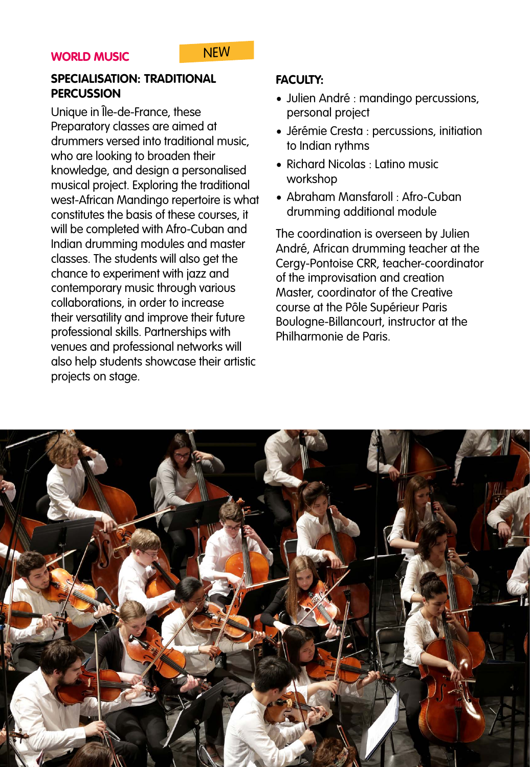**WORLD MUSIC** NEW

## SPECIALISATION: TRADITIONAL PERCUSSION

Unique in Île-de-France, these Preparatory classes are aimed at drummers versed into traditional music, who are looking to broaden their knowledge, and design a personalised musical project. Exploring the traditional west-African Mandingo repertoire is what constitutes the basis of these courses, it will be completed with Afro-Cuban and Indian drumming modules and master classes. The students will also get the chance to experiment with jazz and contemporary music through various collaborations, in order to increase their versatility and improve their future professional skills. Partnerships with venues and professional networks will also help students showcase their artistic projects on stage.

### FACULTY:

- Julien André : mandingo percussions, personal project
- Jérémie Cresta : percussions, initiation to Indian rythms
- Richard Nicolas : Latino music workshop
- Abraham Mansfaroll : Afro-Cuban drumming additional module

The coordination is overseen by Julien André, African drumming teacher at the Cergy-Pontoise CRR, teacher-coordinator of the improvisation and creation Master, coordinator of the Creative course at the Pôle Supérieur Paris Boulogne-Billancourt, instructor at the Philharmonie de Paris.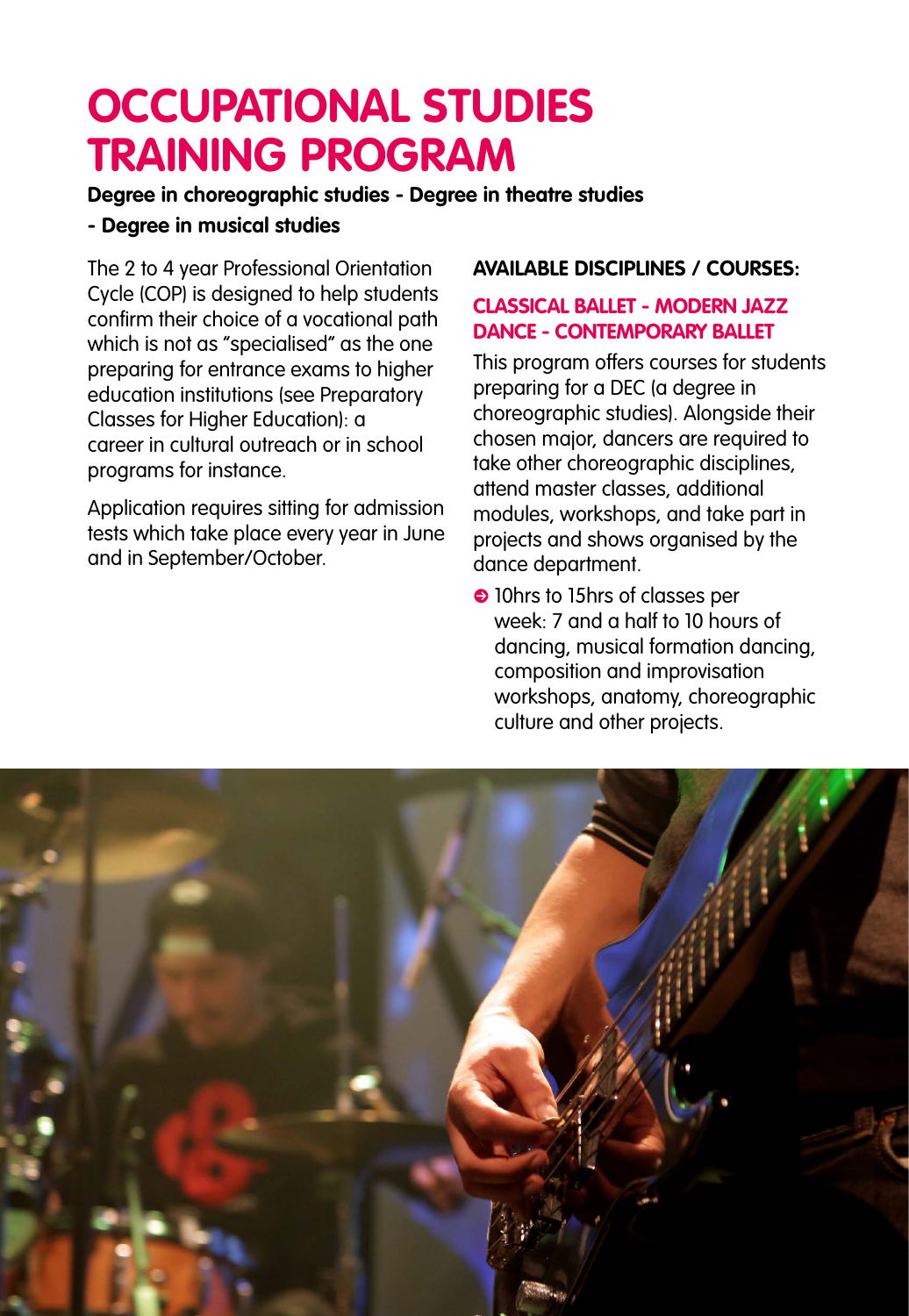# OCCUPATIONAL STUDIES TRAINING PROGRAM

**Degree in choreographic studies - Degree in theatre studies - Degree in musical studies**

The 2 to 4 year Professional Orientation Cycle (COP) is designed to help students confirm their choice of a vocational path which is not as "specialised" as the one preparing for entrance exams to higher education institutions (see Preparatory Classes for Higher Education): a career in cultural outreach or in school programs for instance.

Application requires sitting for admission tests which take place every year in June and in September/October.

**AVAILABLE DISCIPLINES / COURSES:**

### CLASSICAL BALLET - MODERN JAZZ DANCE - CONTEMPORARY BALLET

This program offers courses for students preparing for a DEC (a degree in choreographic studies). Alongside their chosen major, dancers are required to take other choreographic disciplines, attend master classes, additional modules, workshops, and take part in projects and shows organised by the dance department.

- 10hrs to 15hrs of classes per week: 7 and a half to 10 hours of dancing, musical formation dancing, composition and improvisation workshops, anatomy, choreographic culture and other projects.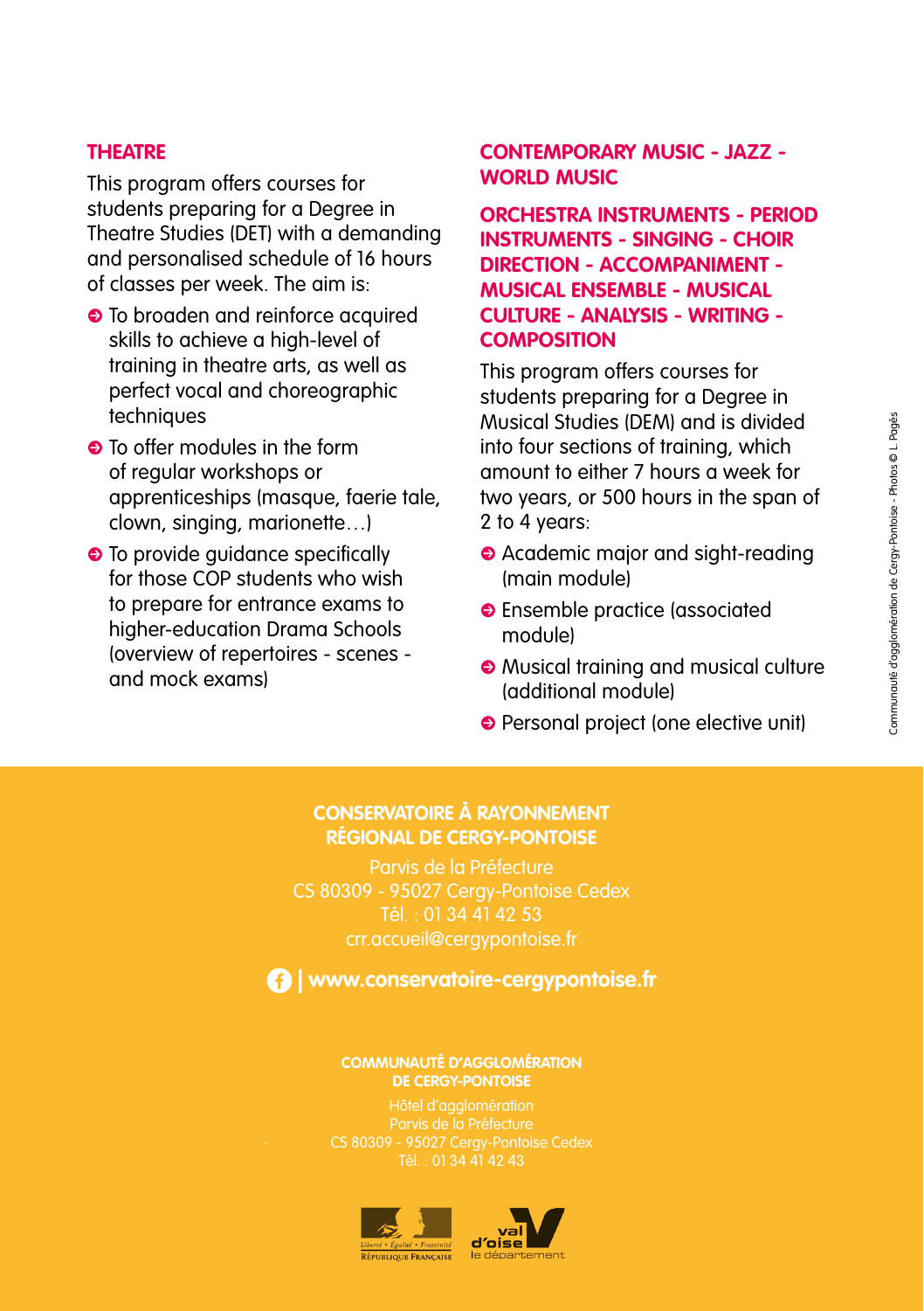## THEATRE

This program offers courses for students preparing for a Degree in Theatre Studies (DET) with a demanding and personalised schedule of 16 hours of classes per week. The aim is:

- To broaden and reinforce acquired skills to achieve a high-level of training in theatre arts, as well as perfect vocal and choreographic techniques
- To offer modules in the form of regular workshops or apprenticeships (masque, faerie tale, clown, singing, marionette…)
- To provide guidance specifically for those COP students who wish to prepare for entrance exams to higher-education Drama Schools (overview of repertoires - scenes - and mock exams)

## CONTEMPORARY MUSIC - JAZZ - WORLD MUSIC

## ORCHESTRA INSTRUMENTS - PERIOD INSTRUMENTS - SINGING - CHOIR DIRECTION - ACCOMPANIMENT - MUSICAL ENSEMBLE - MUSICAL CULTURE - ANALYSIS - WRITING - COMPOSITION

This program offers courses for students preparing for a Degree in Musical Studies (DEM) and is divided into four sections of training, which amount to either 7 hours a week for two years, or 500 hours in the span of 2 to 4 years:

- Academic major and sight-reading (main module)
- Ensemble practice (associated module)
- Musical training and musical culture (additional module)
- Personal project (one elective unit)

Communauté d'agglomération de Cergy-Pontoise - Photos © L. Pagès

**CONSERVATOIRE À RAYONNEMENT RÉGIONAL DE CERGY-PONTOISE**

Parvis de la Préfecture
CS 80309 - 95027 Cergy-Pontoise Cedex
Tél. : 01 34 41 42 53
crr.accueil@cergypontoise.fr

| **www.conservatoire-cergypontoise.fr**

**COMMUNAUTÉ D'AGGLOMÉRATION DE CERGY-PONTOISE**

Hôtel d'agglomération
Parvis de la Préfecture
CS 80309 - 95027 Cergy-Pontoise Cedex
Tél. : 01 34 41 42 43

Liberté • Égalité • Fraternité
RÉPUBLIQUE FRANÇAISE

val d'oise
le département